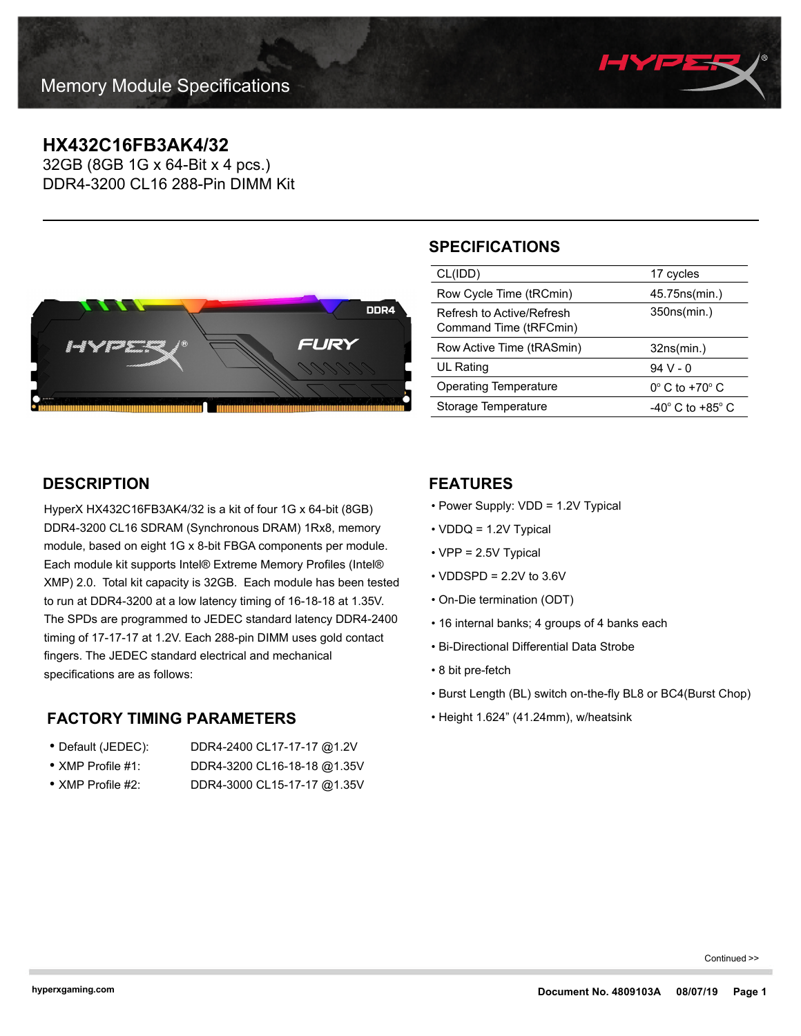# Memory Module Specifications

## HX432C16FB3AK4/32

32GB (8GB 1G x 64-Bit x 4 pcs.)
DDR4-3200 CL16 288-Pin DIMM Kit

## SPECIFICATIONS

| | |
|---|---|
| CL(IDD) | 17 cycles |
| Row Cycle Time (tRCmin) | 45.75ns(min.) |
| Refresh to Active/Refresh Command Time (tRFCmin) | 350ns(min.) |
| Row Active Time (tRASmin) | 32ns(min.) |
| UL Rating | 94 V - 0 |
| Operating Temperature | 0° C to +70° C |
| Storage Temperature | -40° C to +85° C |

## DESCRIPTION

HyperX HX432C16FB3AK4/32 is a kit of four 1G x 64-bit (8GB) DDR4-3200 CL16 SDRAM (Synchronous DRAM) 1Rx8, memory module, based on eight 1G x 8-bit FBGA components per module. Each module kit supports Intel® Extreme Memory Profiles (Intel® XMP) 2.0. Total kit capacity is 32GB. Each module has been tested to run at DDR4-3200 at a low latency timing of 16-18-18 at 1.35V. The SPDs are programmed to JEDEC standard latency DDR4-2400 timing of 17-17-17 at 1.2V. Each 288-pin DIMM uses gold contact fingers. The JEDEC standard electrical and mechanical specifications are as follows:

## FACTORY TIMING PARAMETERS

- Default (JEDEC): DDR4-2400 CL17-17-17 @1.2V
- XMP Profile #1: DDR4-3200 CL16-18-18 @1.35V
- XMP Profile #2: DDR4-3000 CL15-17-17 @1.35V

## FEATURES

- Power Supply: VDD = 1.2V Typical
- VDDQ = 1.2V Typical
- VPP = 2.5V Typical
- VDDSPD = 2.2V to 3.6V
- On-Die termination (ODT)
- 16 internal banks; 4 groups of 4 banks each
- Bi-Directional Differential Data Strobe
- 8 bit pre-fetch
- Burst Length (BL) switch on-the-fly BL8 or BC4(Burst Chop)
- Height 1.624" (41.24mm), w/heatsink

Continued >>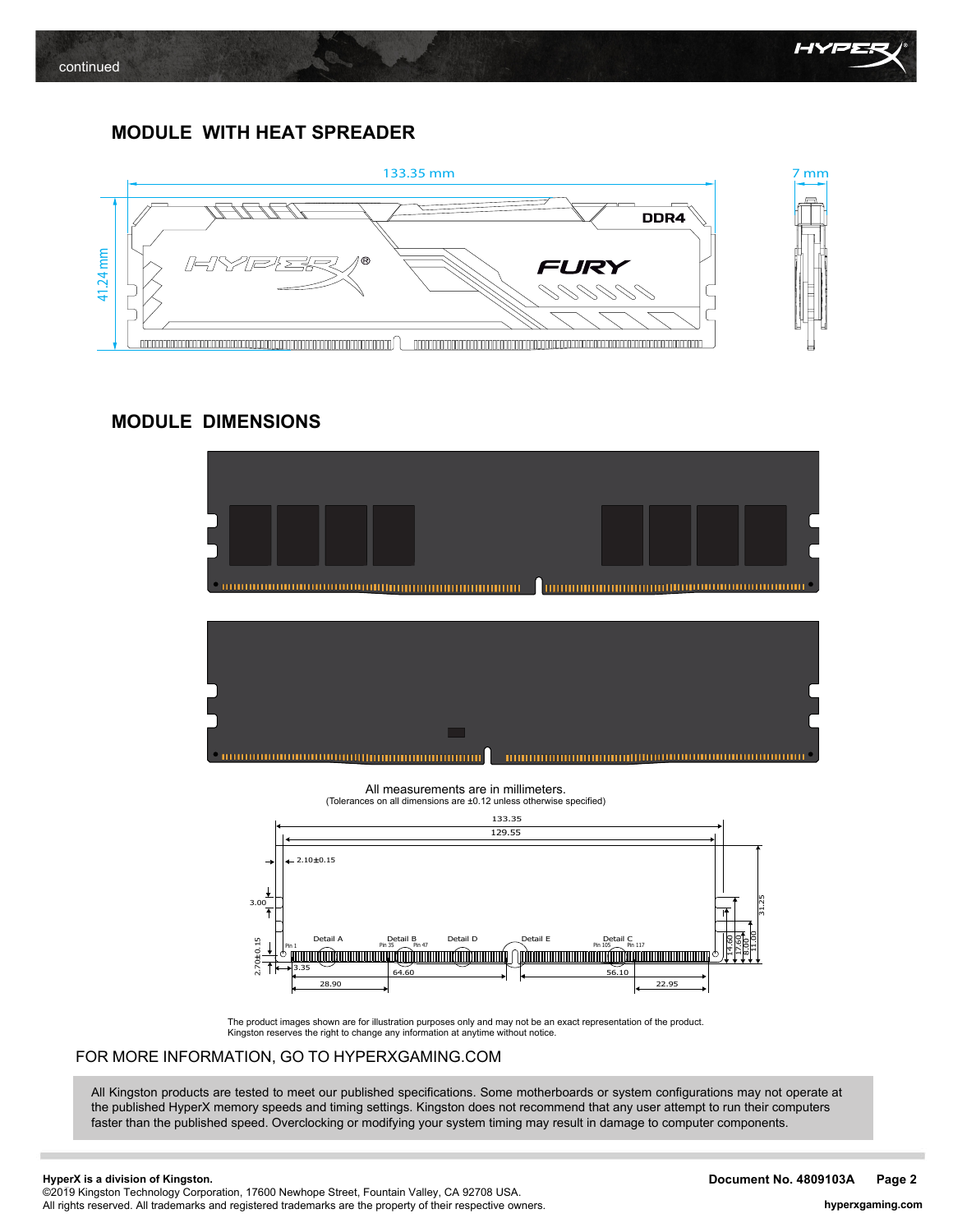## MODULE WITH HEAT SPREADER

133.35 mm

7 mm

41.24 mm

DDR4

FURY

## MODULE DIMENSIONS

All measurements are in millimeters.
(Tolerances on all dimensions are ±0.12 unless otherwise specified)

133.35
129.55
2.10±0.15
3.00
2.70±0.15
Detail A
Detail B
Detail D
Detail E
Detail C
Pin 1
Pin 35
Pin 47
Pin 105
Pin 117
3.35
28.90
64.60
56.10
22.95
14.60
17.60
8.00
11.00
31.25

The product images shown are for illustration purposes only and may not be an exact representation of the product.
Kingston reserves the right to change any information at anytime without notice.

FOR MORE INFORMATION, GO TO HYPERXGAMING.COM

All Kingston products are tested to meet our published specifications. Some motherboards or system configurations may not operate at the published HyperX memory speeds and timing settings. Kingston does not recommend that any user attempt to run their computers faster than the published speed. Overclocking or modifying your system timing may result in damage to computer components.

**HyperX is a division of Kingston.**
©2019 Kingston Technology Corporation, 17600 Newhope Street, Fountain Valley, CA 92708 USA.
All rights reserved. All trademarks and registered trademarks are the property of their respective owners.

**Document No. 4809103A**

hyperxgaming.com